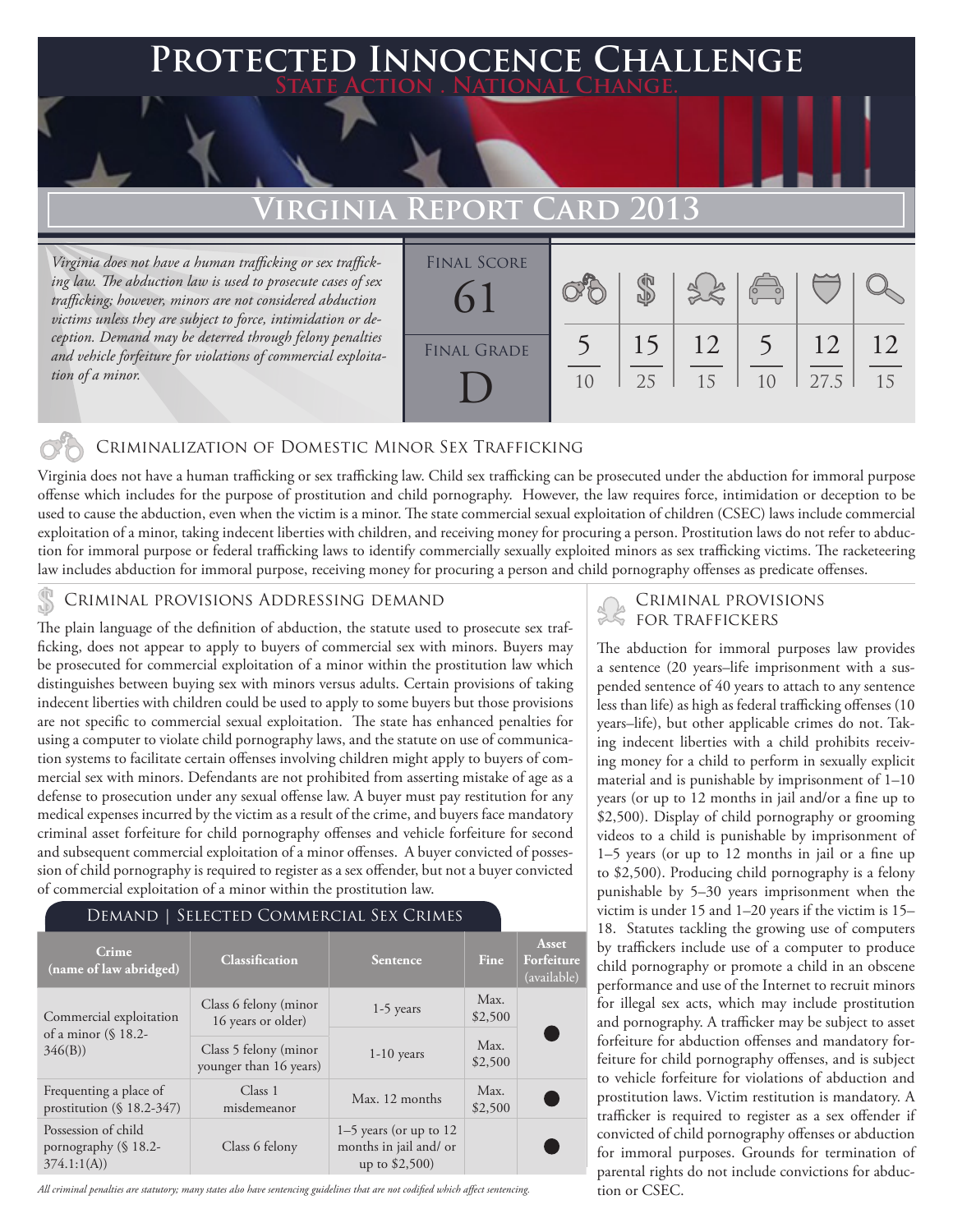# Protected Innocence Challenge

State Action . National Change.

## Virginia Report Card 2013

*Virginia does not have a human trafficking or sex trafficking law. The abduction law is used to prosecute cases of sex trafficking; however, minors are not considered abduction victims unless they are subject to force, intimidation or deception. Demand may be deterred through felony penalties and vehicle forfeiture for violations of commercial exploitation of a minor.*

| Final Score | Criminalization of Domestic Minor Sex Trafficking | Criminal Provisions Addressing Demand | Criminal Provisions for Traffickers | Criminal Provisions for Facilitators | Protective Provisions for the Child Victims | Criminal Justice Tools for Investigation and Prosecution |
|---|---|---|---|---|---|---|
| 61 | 5/10 | 15/25 | 12/15 | 5/10 | 12/27.5 | 12/15 |

**Final Grade:** D

## Criminalization of Domestic Minor Sex Trafficking

Virginia does not have a human trafficking or sex trafficking law. Child sex trafficking can be prosecuted under the abduction for immoral purpose offense which includes for the purpose of prostitution and child pornography. However, the law requires force, intimidation or deception to be used to cause the abduction, even when the victim is a minor. The state commercial sexual exploitation of children (CSEC) laws include commercial exploitation of a minor, taking indecent liberties with children, and receiving money for procuring a person. Prostitution laws do not refer to abduction for immoral purpose or federal trafficking laws to identify commercially sexually exploited minors as sex trafficking victims. The racketeering law includes abduction for immoral purpose, receiving money for procuring a person and child pornography offenses as predicate offenses.

## Criminal provisions Addressing demand

The plain language of the definition of abduction, the statute used to prosecute sex trafficking, does not appear to apply to buyers of commercial sex with minors. Buyers may be prosecuted for commercial exploitation of a minor within the prostitution law which distinguishes between buying sex with minors versus adults. Certain provisions of taking indecent liberties with children could be used to apply to some buyers but those provisions are not specific to commercial sexual exploitation. The state has enhanced penalties for using a computer to violate child pornography laws, and the statute on use of communication systems to facilitate certain offenses involving children might apply to buyers of commercial sex with minors. Defendants are not prohibited from asserting mistake of age as a defense to prosecution under any sexual offense law. A buyer must pay restitution for any medical expenses incurred by the victim as a result of the crime, and buyers face mandatory criminal asset forfeiture for child pornography offenses and vehicle forfeiture for second and subsequent commercial exploitation of a minor offenses. A buyer convicted of possession of child pornography is required to register as a sex offender, but not a buyer convicted of commercial exploitation of a minor within the prostitution law.

### Demand | Selected Commercial Sex Crimes

| Crime (name of law abridged) | Classification | Sentence | Fine | Asset Forfeiture (available) |
|---|---|---|---|---|
| Commercial exploitation of a minor (§ 18.2-346(B)) | Class 6 felony (minor 16 years or older) | 1-5 years | Max. $2,500 | ● |
| | Class 5 felony (minor younger than 16 years) | 1-10 years | Max. $2,500 | |
| Frequenting a place of prostitution (§ 18.2-347) | Class 1 misdemeanor | Max. 12 months | Max. $2,500 | ● |
| Possession of child pornography (§ 18.2-374.1:1(A)) | Class 6 felony | 1–5 years (or up to 12 months in jail and/ or up to $2,500) | | ● |

*All criminal penalties are statutory; many states also have sentencing guidelines that are not codified which affect sentencing.*

## Criminal provisions for traffickers

The abduction for immoral purposes law provides a sentence (20 years–life imprisonment with a suspended sentence of 40 years to attach to any sentence less than life) as high as federal trafficking offenses (10 years–life), but other applicable crimes do not. Taking indecent liberties with a child prohibits receiving money for a child to perform in sexually explicit material and is punishable by imprisonment of 1–10 years (or up to 12 months in jail and/or a fine up to $2,500). Display of child pornography or grooming videos to a child is punishable by imprisonment of 1–5 years (or up to 12 months in jail or a fine up to $2,500). Producing child pornography is a felony punishable by 5–30 years imprisonment when the victim is under 15 and 1–20 years if the victim is 15–18. Statutes tackling the growing use of computers by traffickers include use of a computer to produce child pornography or promote a child in an obscene performance and use of the Internet to recruit minors for illegal sex acts, which may include prostitution and pornography. A trafficker may be subject to asset forfeiture for abduction offenses and mandatory forfeiture for child pornography offenses, and is subject to vehicle forfeiture for violations of abduction and prostitution laws. Victim restitution is mandatory. A trafficker is required to register as a sex offender if convicted of child pornography offenses or abduction for immoral purposes. Grounds for termination of parental rights do not include convictions for abduction or CSEC.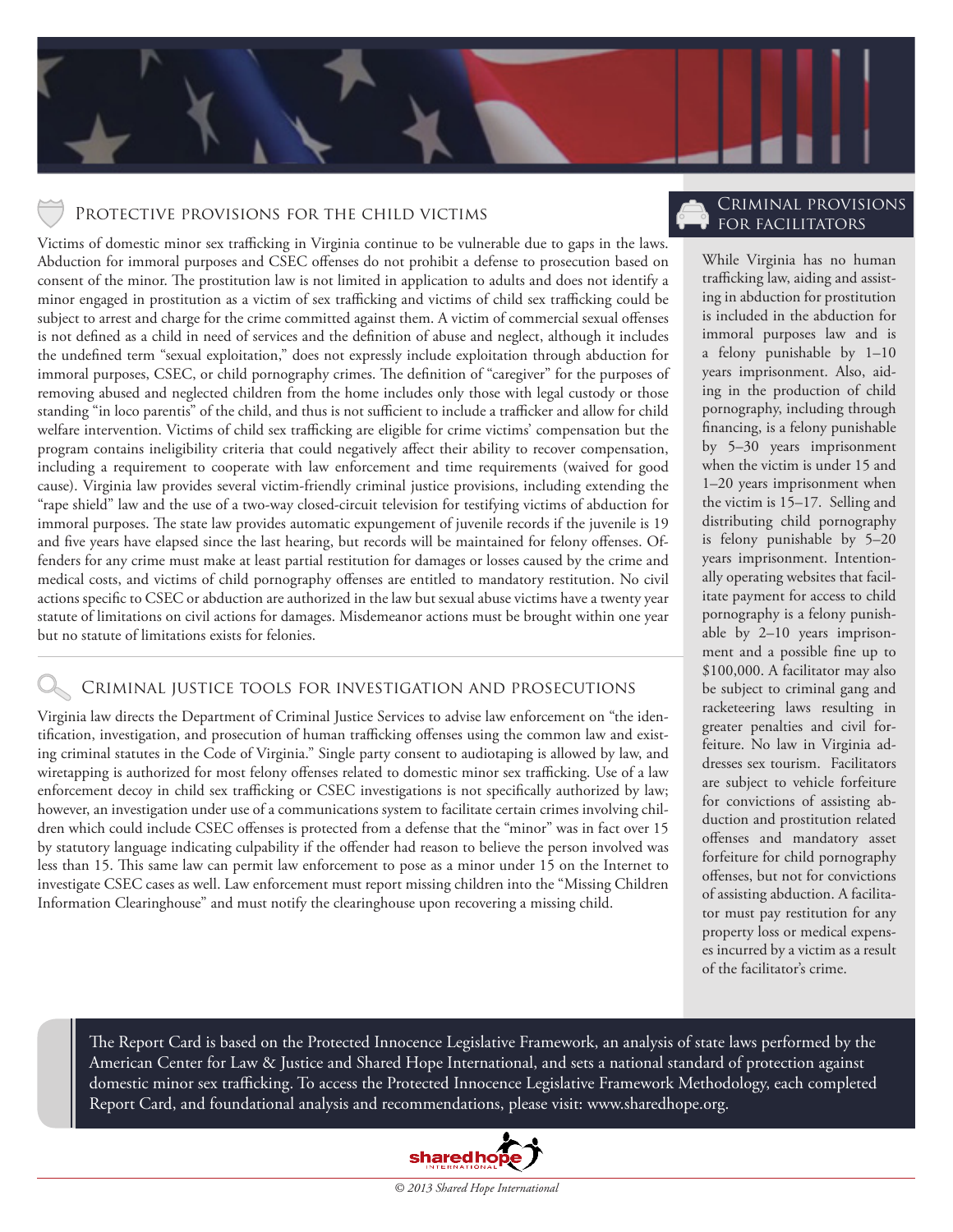## Protective provisions for the child victims

Victims of domestic minor sex trafficking in Virginia continue to be vulnerable due to gaps in the laws. Abduction for immoral purposes and CSEC offenses do not prohibit a defense to prosecution based on consent of the minor. The prostitution law is not limited in application to adults and does not identify a minor engaged in prostitution as a victim of sex trafficking and victims of child sex trafficking could be subject to arrest and charge for the crime committed against them. A victim of commercial sexual offenses is not defined as a child in need of services and the definition of abuse and neglect, although it includes the undefined term "sexual exploitation," does not expressly include exploitation through abduction for immoral purposes, CSEC, or child pornography crimes. The definition of "caregiver" for the purposes of removing abused and neglected children from the home includes only those with legal custody or those standing "in loco parentis" of the child, and thus is not sufficient to include a trafficker and allow for child welfare intervention. Victims of child sex trafficking are eligible for crime victims' compensation but the program contains ineligibility criteria that could negatively affect their ability to recover compensation, including a requirement to cooperate with law enforcement and time requirements (waived for good cause). Virginia law provides several victim-friendly criminal justice provisions, including extending the "rape shield" law and the use of a two-way closed-circuit television for testifying victims of abduction for immoral purposes. The state law provides automatic expungement of juvenile records if the juvenile is 19 and five years have elapsed since the last hearing, but records will be maintained for felony offenses. Offenders for any crime must make at least partial restitution for damages or losses caused by the crime and medical costs, and victims of child pornography offenses are entitled to mandatory restitution. No civil actions specific to CSEC or abduction are authorized in the law but sexual abuse victims have a twenty year statute of limitations on civil actions for damages. Misdemeanor actions must be brought within one year but no statute of limitations exists for felonies.

## Criminal justice tools for investigation and prosecutions

Virginia law directs the Department of Criminal Justice Services to advise law enforcement on "the identification, investigation, and prosecution of human trafficking offenses using the common law and existing criminal statutes in the Code of Virginia." Single party consent to audiotaping is allowed by law, and wiretapping is authorized for most felony offenses related to domestic minor sex trafficking. Use of a law enforcement decoy in child sex trafficking or CSEC investigations is not specifically authorized by law; however, an investigation under use of a communications system to facilitate certain crimes involving children which could include CSEC offenses is protected from a defense that the "minor" was in fact over 15 by statutory language indicating culpability if the offender had reason to believe the person involved was less than 15. This same law can permit law enforcement to pose as a minor under 15 on the Internet to investigate CSEC cases as well. Law enforcement must report missing children into the "Missing Children Information Clearinghouse" and must notify the clearinghouse upon recovering a missing child.

## Criminal provisions for facilitators

While Virginia has no human trafficking law, aiding and assisting in abduction for prostitution is included in the abduction for immoral purposes law and is a felony punishable by 1–10 years imprisonment. Also, aiding in the production of child pornography, including through financing, is a felony punishable by 5–30 years imprisonment when the victim is under 15 and 1–20 years imprisonment when the victim is 15–17. Selling and distributing child pornography is felony punishable by 5–20 years imprisonment. Intentionally operating websites that facilitate payment for access to child pornography is a felony punishable by 2–10 years imprisonment and a possible fine up to $100,000. A facilitator may also be subject to criminal gang and racketeering laws resulting in greater penalties and civil forfeiture. No law in Virginia addresses sex tourism. Facilitators are subject to vehicle forfeiture for convictions of assisting abduction and prostitution related offenses and mandatory asset forfeiture for child pornography offenses, but not for convictions of assisting abduction. A facilitator must pay restitution for any property loss or medical expenses incurred by a victim as a result of the facilitator's crime.

The Report Card is based on the Protected Innocence Legislative Framework, an analysis of state laws performed by the American Center for Law & Justice and Shared Hope International, and sets a national standard of protection against domestic minor sex trafficking. To access the Protected Innocence Legislative Framework Methodology, each completed Report Card, and foundational analysis and recommendations, please visit: www.sharedhope.org.

sharedhope INTERNATIONAL

*© 2013 Shared Hope International*